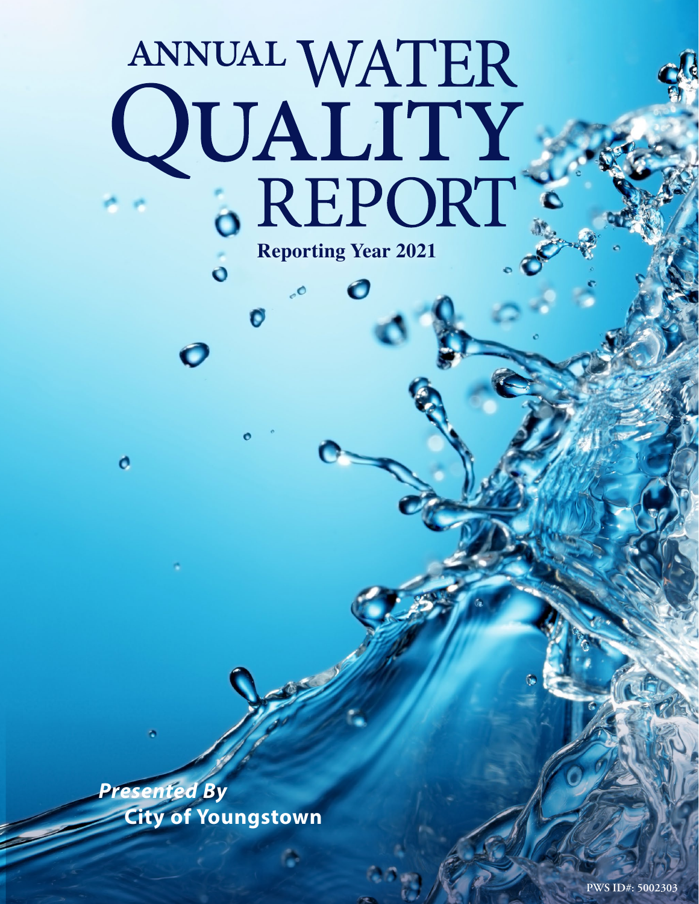# ANNUAL WATER QUALITY REPORT

**Reporting Year 2021**

***Presented By***
**City of Youngstown**

PWS ID#: 5002303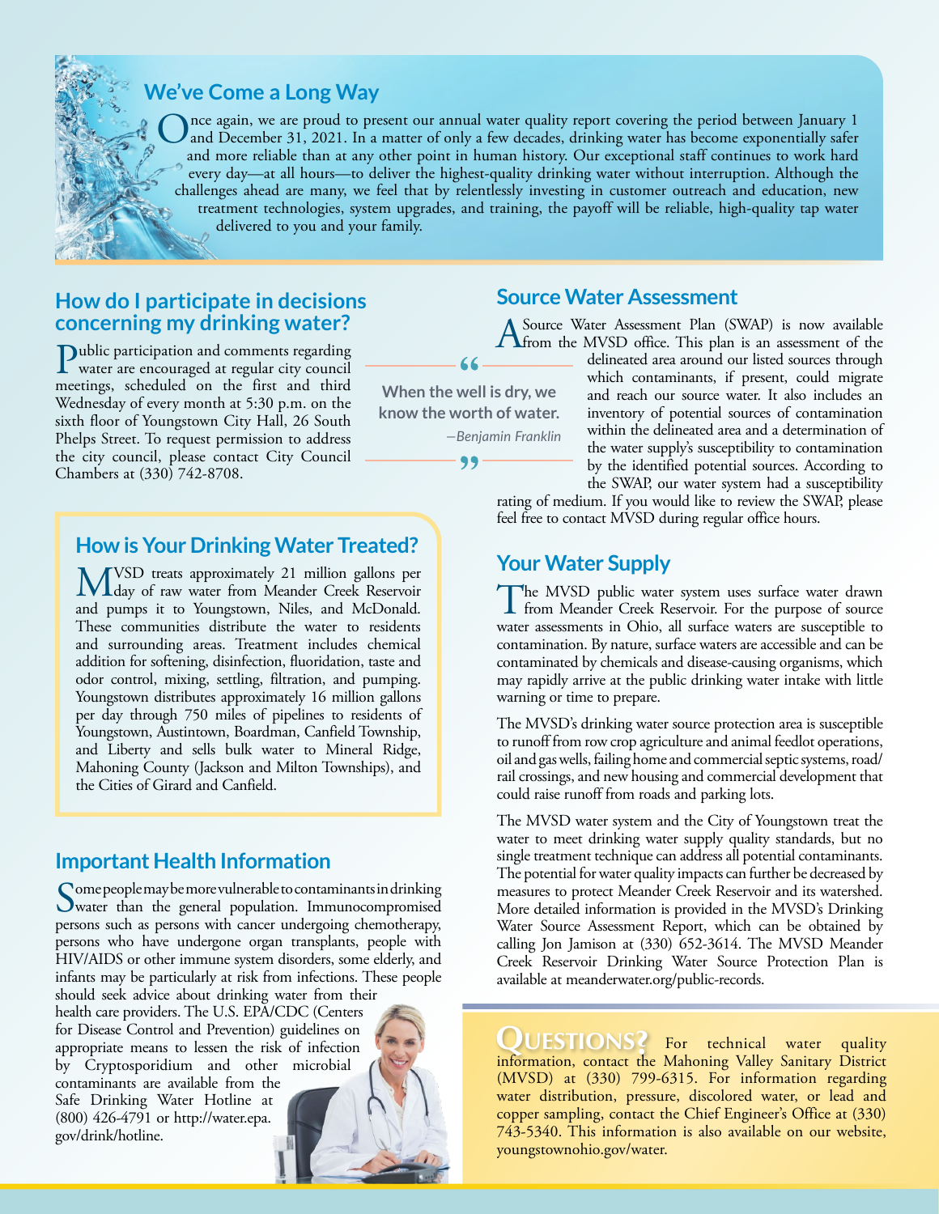## We've Come a Long Way

Once again, we are proud to present our annual water quality report covering the period between January 1 and December 31, 2021. In a matter of only a few decades, drinking water has become exponentially safer and more reliable than at any other point in human history. Our exceptional staff continues to work hard every day—at all hours—to deliver the highest-quality drinking water without interruption. Although the challenges ahead are many, we feel that by relentlessly investing in customer outreach and education, new treatment technologies, system upgrades, and training, the payoff will be reliable, high-quality tap water delivered to you and your family.

## How do I participate in decisions concerning my drinking water?

Public participation and comments regarding water are encouraged at regular city council meetings, scheduled on the first and third Wednesday of every month at 5:30 p.m. on the sixth floor of Youngstown City Hall, 26 South Phelps Street. To request permission to address the city council, please contact City Council Chambers at (330) 742-8708.

> "When the well is dry, we know the worth of water."
> —*Benjamin Franklin*

## How is Your Drinking Water Treated?

MVSD treats approximately 21 million gallons per day of raw water from Meander Creek Reservoir and pumps it to Youngstown, Niles, and McDonald. These communities distribute the water to residents and surrounding areas. Treatment includes chemical addition for softening, disinfection, fluoridation, taste and odor control, mixing, settling, filtration, and pumping. Youngstown distributes approximately 16 million gallons per day through 750 miles of pipelines to residents of Youngstown, Austintown, Boardman, Canfield Township, and Liberty and sells bulk water to Mineral Ridge, Mahoning County (Jackson and Milton Townships), and the Cities of Girard and Canfield.

## Important Health Information

Some people may be more vulnerable to contaminants in drinking water than the general population. Immunocompromised persons such as persons with cancer undergoing chemotherapy, persons who have undergone organ transplants, people with HIV/AIDS or other immune system disorders, some elderly, and infants may be particularly at risk from infections. These people should seek advice about drinking water from their health care providers. The U.S. EPA/CDC (Centers for Disease Control and Prevention) guidelines on appropriate means to lessen the risk of infection by Cryptosporidium and other microbial contaminants are available from the Safe Drinking Water Hotline at (800) 426-4791 or http://water.epa.gov/drink/hotline.

## Source Water Assessment

A Source Water Assessment Plan (SWAP) is now available from the MVSD office. This plan is an assessment of the delineated area around our listed sources through which contaminants, if present, could migrate and reach our source water. It also includes an inventory of potential sources of contamination within the delineated area and a determination of the water supply's susceptibility to contamination by the identified potential sources. According to the SWAP, our water system had a susceptibility rating of medium. If you would like to review the SWAP, please feel free to contact MVSD during regular office hours.

## Your Water Supply

The MVSD public water system uses surface water drawn from Meander Creek Reservoir. For the purpose of source water assessments in Ohio, all surface waters are susceptible to contamination. By nature, surface waters are accessible and can be contaminated by chemicals and disease-causing organisms, which may rapidly arrive at the public drinking water intake with little warning or time to prepare.

The MVSD's drinking water source protection area is susceptible to runoff from row crop agriculture and animal feedlot operations, oil and gas wells, failing home and commercial septic systems, road/rail crossings, and new housing and commercial development that could raise runoff from roads and parking lots.

The MVSD water system and the City of Youngstown treat the water to meet drinking water supply quality standards, but no single treatment technique can address all potential contaminants. The potential for water quality impacts can further be decreased by measures to protect Meander Creek Reservoir and its watershed. More detailed information is provided in the MVSD's Drinking Water Source Assessment Report, which can be obtained by calling Jon Jamison at (330) 652-3614. The MVSD Meander Creek Reservoir Drinking Water Source Protection Plan is available at meanderwater.org/public-records.

**QUESTIONS?** For technical water quality information, contact the Mahoning Valley Sanitary District (MVSD) at (330) 799-6315. For information regarding water distribution, pressure, discolored water, or lead and copper sampling, contact the Chief Engineer's Office at (330) 743-5340. This information is also available on our website, youngstownohio.gov/water.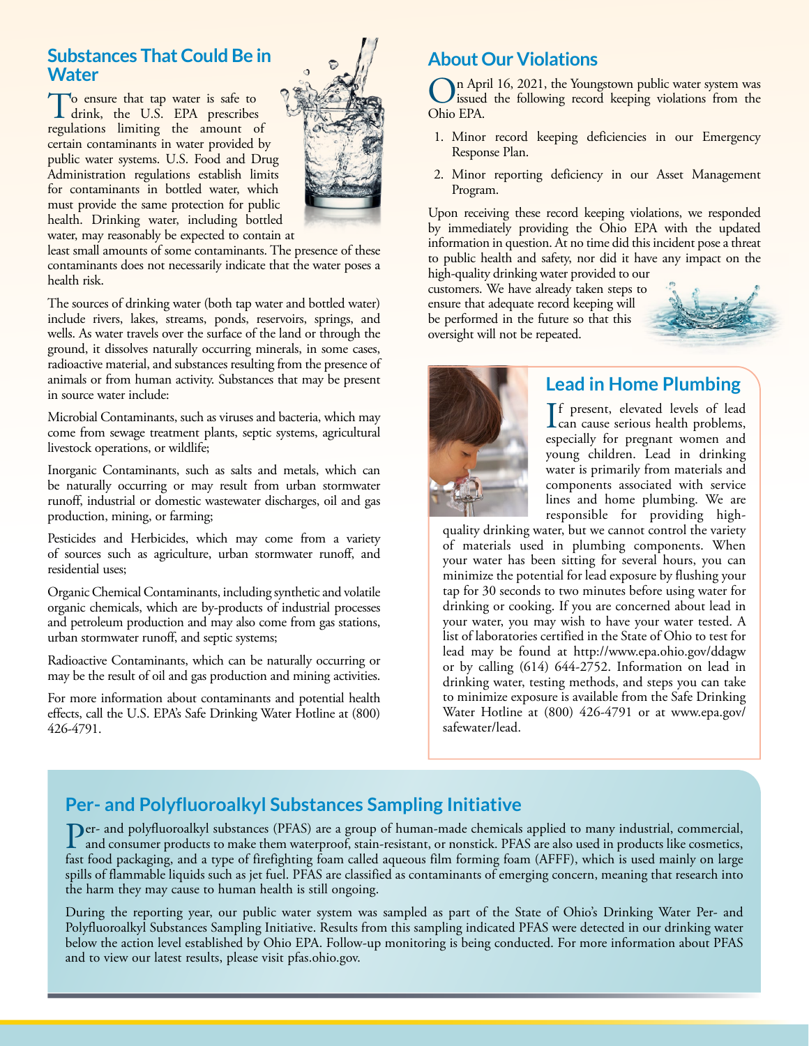## Substances That Could Be in Water

To ensure that tap water is safe to drink, the U.S. EPA prescribes regulations limiting the amount of certain contaminants in water provided by public water systems. U.S. Food and Drug Administration regulations establish limits for contaminants in bottled water, which must provide the same protection for public health. Drinking water, including bottled water, may reasonably be expected to contain at least small amounts of some contaminants. The presence of these contaminants does not necessarily indicate that the water poses a health risk.

The sources of drinking water (both tap water and bottled water) include rivers, lakes, streams, ponds, reservoirs, springs, and wells. As water travels over the surface of the land or through the ground, it dissolves naturally occurring minerals, in some cases, radioactive material, and substances resulting from the presence of animals or from human activity. Substances that may be present in source water include:

Microbial Contaminants, such as viruses and bacteria, which may come from sewage treatment plants, septic systems, agricultural livestock operations, or wildlife;

Inorganic Contaminants, such as salts and metals, which can be naturally occurring or may result from urban stormwater runoff, industrial or domestic wastewater discharges, oil and gas production, mining, or farming;

Pesticides and Herbicides, which may come from a variety of sources such as agriculture, urban stormwater runoff, and residential uses;

Organic Chemical Contaminants, including synthetic and volatile organic chemicals, which are by-products of industrial processes and petroleum production and may also come from gas stations, urban stormwater runoff, and septic systems;

Radioactive Contaminants, which can be naturally occurring or may be the result of oil and gas production and mining activities.

For more information about contaminants and potential health effects, call the U.S. EPA's Safe Drinking Water Hotline at (800) 426-4791.

## About Our Violations

On April 16, 2021, the Youngstown public water system was issued the following record keeping violations from the Ohio EPA.

1. Minor record keeping deficiencies in our Emergency Response Plan.
2. Minor reporting deficiency in our Asset Management Program.

Upon receiving these record keeping violations, we responded by immediately providing the Ohio EPA with the updated information in question. At no time did this incident pose a threat to public health and safety, nor did it have any impact on the high-quality drinking water provided to our customers. We have already taken steps to ensure that adequate record keeping will be performed in the future so that this oversight will not be repeated.

## Lead in Home Plumbing

If present, elevated levels of lead can cause serious health problems, especially for pregnant women and young children. Lead in drinking water is primarily from materials and components associated with service lines and home plumbing. We are responsible for providing high-quality drinking water, but we cannot control the variety of materials used in plumbing components. When your water has been sitting for several hours, you can minimize the potential for lead exposure by flushing your tap for 30 seconds to two minutes before using water for drinking or cooking. If you are concerned about lead in your water, you may wish to have your water tested. A list of laboratories certified in the State of Ohio to test for lead may be found at http://www.epa.ohio.gov/ddagw or by calling (614) 644-2752. Information on lead in drinking water, testing methods, and steps you can take to minimize exposure is available from the Safe Drinking Water Hotline at (800) 426-4791 or at www.epa.gov/safewater/lead.

## Per- and Polyfluoroalkyl Substances Sampling Initiative

Per- and polyfluoroalkyl substances (PFAS) are a group of human-made chemicals applied to many industrial, commercial, and consumer products to make them waterproof, stain-resistant, or nonstick. PFAS are also used in products like cosmetics, fast food packaging, and a type of firefighting foam called aqueous film forming foam (AFFF), which is used mainly on large spills of flammable liquids such as jet fuel. PFAS are classified as contaminants of emerging concern, meaning that research into the harm they may cause to human health is still ongoing.

During the reporting year, our public water system was sampled as part of the State of Ohio's Drinking Water Per- and Polyfluoroalkyl Substances Sampling Initiative. Results from this sampling indicated PFAS were detected in our drinking water below the action level established by Ohio EPA. Follow-up monitoring is being conducted. For more information about PFAS and to view our latest results, please visit pfas.ohio.gov.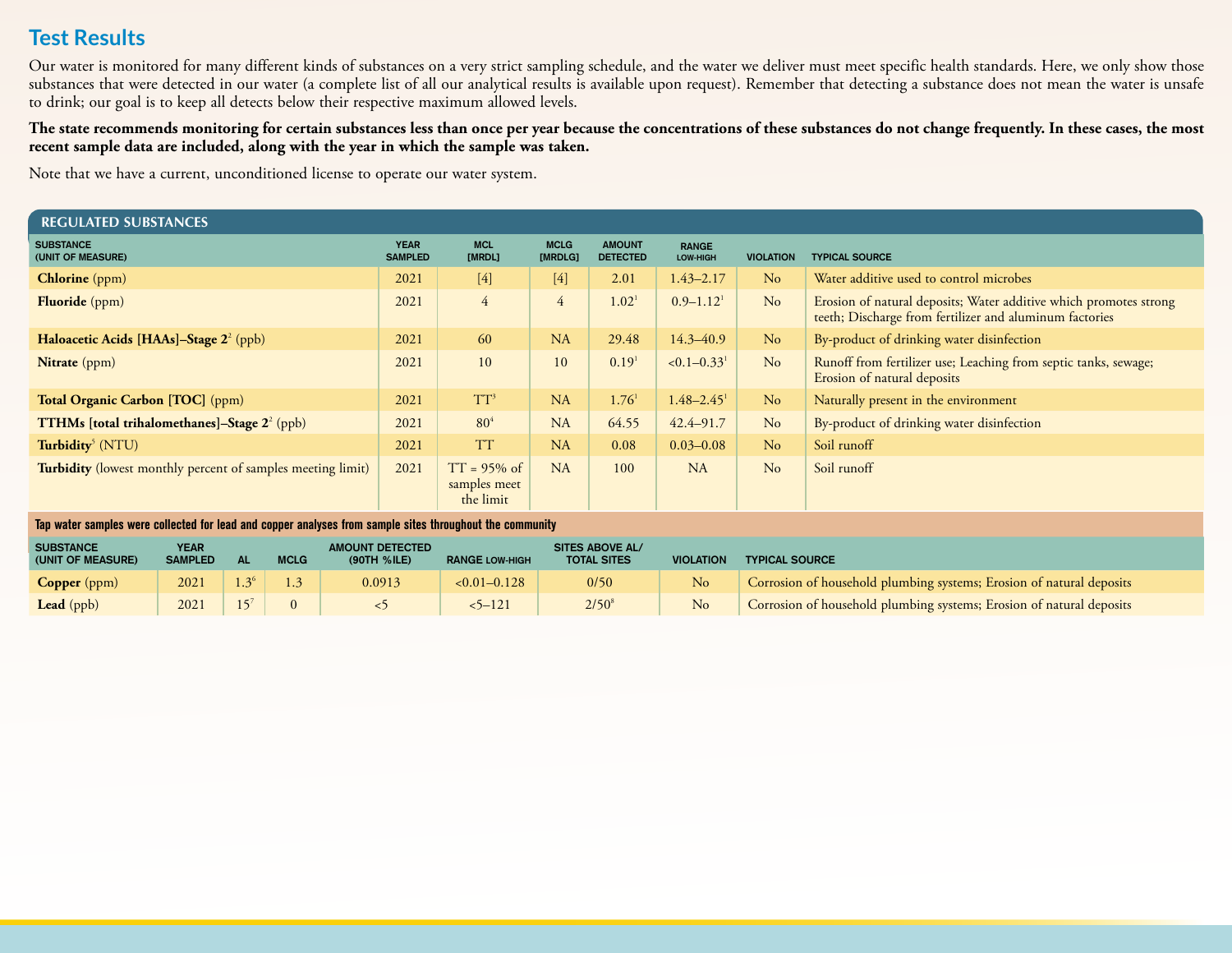## Test Results

Our water is monitored for many different kinds of substances on a very strict sampling schedule, and the water we deliver must meet specific health standards. Here, we only show those substances that were detected in our water (a complete list of all our analytical results is available upon request). Remember that detecting a substance does not mean the water is unsafe to drink; our goal is to keep all detects below their respective maximum allowed levels.

**The state recommends monitoring for certain substances less than once per year because the concentrations of these substances do not change frequently. In these cases, the most recent sample data are included, along with the year in which the sample was taken.**

Note that we have a current, unconditioned license to operate our water system.

### REGULATED SUBSTANCES

| SUBSTANCE (UNIT OF MEASURE) | YEAR SAMPLED | MCL [MRDL] | MCLG [MRDLG] | AMOUNT DETECTED | RANGE LOW-HIGH | VIOLATION | TYPICAL SOURCE |
|---|---|---|---|---|---|---|---|
| **Chlorine** (ppm) | 2021 | [4] | [4] | 2.01 | 1.43–2.17 | No | Water additive used to control microbes |
| **Fluoride** (ppm) | 2021 | 4 | 4 | 1.02[1] | 0.9–1.12[1] | No | Erosion of natural deposits; Water additive which promotes strong teeth; Discharge from fertilizer and aluminum factories |
| **Haloacetic Acids [HAAs]–Stage 2**[2] (ppb) | 2021 | 60 | NA | 29.48 | 14.3–40.9 | No | By-product of drinking water disinfection |
| **Nitrate** (ppm) | 2021 | 10 | 10 | 0.19[1] | <0.1–0.33[1] | No | Runoff from fertilizer use; Leaching from septic tanks, sewage; Erosion of natural deposits |
| **Total Organic Carbon [TOC]** (ppm) | 2021 | TT[3] | NA | 1.76[1] | 1.48–2.45[1] | No | Naturally present in the environment |
| **TTHMs [total trihalomethanes]–Stage 2**[2] (ppb) | 2021 | 80[4] | NA | 64.55 | 42.4–91.7 | No | By-product of drinking water disinfection |
| **Turbidity**[5] (NTU) | 2021 | TT | NA | 0.08 | 0.03–0.08 | No | Soil runoff |
| **Turbidity** (lowest monthly percent of samples meeting limit) | 2021 | TT = 95% of samples meet the limit | NA | 100 | NA | No | Soil runoff |

**Tap water samples were collected for lead and copper analyses from sample sites throughout the community**

| SUBSTANCE (UNIT OF MEASURE) | YEAR SAMPLED | AL | MCLG | AMOUNT DETECTED (90TH %ILE) | RANGE LOW-HIGH | SITES ABOVE AL/ TOTAL SITES | VIOLATION | TYPICAL SOURCE |
|---|---|---|---|---|---|---|---|---|
| **Copper** (ppm) | 2021 | 1.3[6] | 1.3 | 0.0913 | <0.01–0.128 | 0/50 | No | Corrosion of household plumbing systems; Erosion of natural deposits |
| **Lead** (ppb) | 2021 | 15[7] | 0 | <5 | <5–121 | 2/50[8] | No | Corrosion of household plumbing systems; Erosion of natural deposits |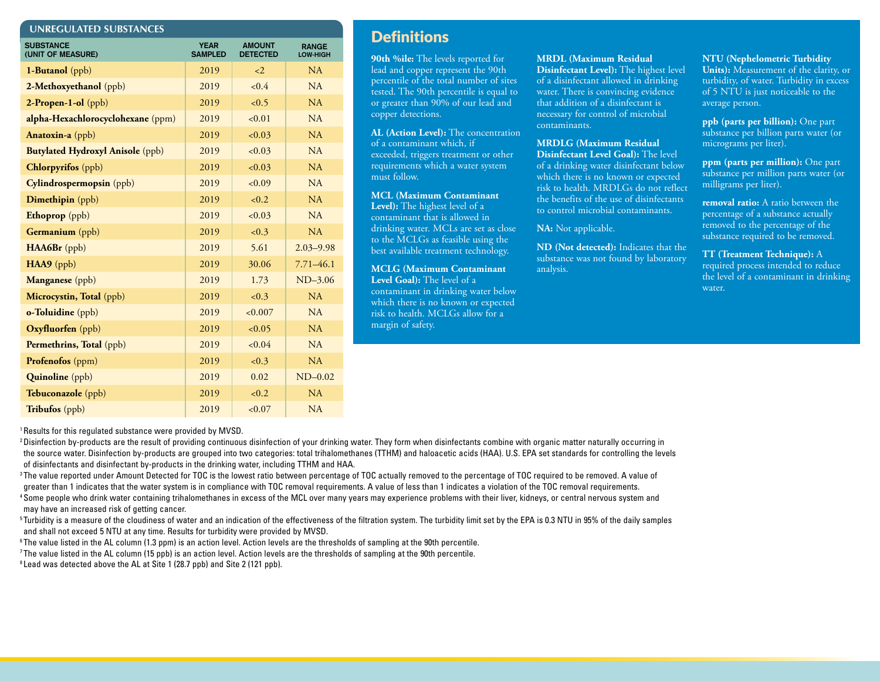## UNREGULATED SUBSTANCES

| SUBSTANCE (UNIT OF MEASURE) | YEAR SAMPLED | AMOUNT DETECTED | RANGE LOW-HIGH |
|---|---|---|---|
| **1-Butanol** (ppb) | 2019 | <2 | NA |
| **2-Methoxyethanol** (ppb) | 2019 | <0.4 | NA |
| **2-Propen-1-ol** (ppb) | 2019 | <0.5 | NA |
| **alpha-Hexachlorocyclohexane** (ppm) | 2019 | <0.01 | NA |
| **Anatoxin-a** (ppb) | 2019 | <0.03 | NA |
| **Butylated Hydroxyl Anisole** (ppb) | 2019 | <0.03 | NA |
| **Chlorpyrifos** (ppb) | 2019 | <0.03 | NA |
| **Cylindrospermopsin** (ppb) | 2019 | <0.09 | NA |
| **Dimethipin** (ppb) | 2019 | <0.2 | NA |
| **Ethoprop** (ppb) | 2019 | <0.03 | NA |
| **Germanium** (ppb) | 2019 | <0.3 | NA |
| **HAA6Br** (ppb) | 2019 | 5.61 | 2.03–9.98 |
| **HAA9** (ppb) | 2019 | 30.06 | 7.71–46.1 |
| **Manganese** (ppb) | 2019 | 1.73 | ND–3.06 |
| **Microcystin, Total** (ppb) | 2019 | <0.3 | NA |
| **o-Toluidine** (ppb) | 2019 | <0.007 | NA |
| **Oxyfluorfen** (ppb) | 2019 | <0.05 | NA |
| **Permethrins, Total** (ppb) | 2019 | <0.04 | NA |
| **Profenofos** (ppm) | 2019 | <0.3 | NA |
| **Quinoline** (ppb) | 2019 | 0.02 | ND–0.02 |
| **Tebuconazole** (ppb) | 2019 | <0.2 | NA |
| **Tribufos** (ppb) | 2019 | <0.07 | NA |

[1] Results for this regulated substance were provided by MVSD.

[2] Disinfection by-products are the result of providing continuous disinfection of your drinking water. They form when disinfectants combine with organic matter naturally occurring in the source water. Disinfection by-products are grouped into two categories: total trihalomethanes (TTHM) and haloacetic acids (HAA). U.S. EPA set standards for controlling the levels of disinfectants and disinfectant by-products in the drinking water, including TTHM and HAA.

[3] The value reported under Amount Detected for TOC is the lowest ratio between percentage of TOC actually removed to the percentage of TOC required to be removed. A value of greater than 1 indicates that the water system is in compliance with TOC removal requirements. A value of less than 1 indicates a violation of the TOC removal requirements.

[4] Some people who drink water containing trihalomethanes in excess of the MCL over many years may experience problems with their liver, kidneys, or central nervous system and may have an increased risk of getting cancer.

[5] Turbidity is a measure of the cloudiness of water and an indication of the effectiveness of the filtration system. The turbidity limit set by the EPA is 0.3 NTU in 95% of the daily samples and shall not exceed 5 NTU at any time. Results for turbidity were provided by MVSD.

[6] The value listed in the AL column (1.3 ppm) is an action level. Action levels are the thresholds of sampling at the 90th percentile.

[7] The value listed in the AL column (15 ppb) is an action level. Action levels are the thresholds of sampling at the 90th percentile.

[8] Lead was detected above the AL at Site 1 (28.7 ppb) and Site 2 (121 ppb).

## Definitions

**90th %ile:** The levels reported for lead and copper represent the 90th percentile of the total number of sites tested. The 90th percentile is equal to or greater than 90% of our lead and copper detections.

**AL (Action Level):** The concentration of a contaminant which, if exceeded, triggers treatment or other requirements which a water system must follow.

**MCL (Maximum Contaminant Level):** The highest level of a contaminant that is allowed in drinking water. MCLs are set as close to the MCLGs as feasible using the best available treatment technology.

**MCLG (Maximum Contaminant Level Goal):** The level of a contaminant in drinking water below which there is no known or expected risk to health. MCLGs allow for a margin of safety.

**MRDL (Maximum Residual Disinfectant Level):** The highest level of a disinfectant allowed in drinking water. There is convincing evidence that addition of a disinfectant is necessary for control of microbial contaminants.

**MRDLG (Maximum Residual Disinfectant Level Goal):** The level of a drinking water disinfectant below which there is no known or expected risk to health. MRDLGs do not reflect the benefits of the use of disinfectants to control microbial contaminants.

**NA:** Not applicable.

**ND (Not detected):** Indicates that the substance was not found by laboratory analysis.

**NTU (Nephelometric Turbidity Units):** Measurement of the clarity, or turbidity, of water. Turbidity in excess of 5 NTU is just noticeable to the average person.

**ppb (parts per billion):** One part substance per billion parts water (or micrograms per liter).

**ppm (parts per million):** One part substance per million parts water (or milligrams per liter).

**removal ratio:** A ratio between the percentage of a substance actually removed to the percentage of the substance required to be removed.

**TT (Treatment Technique):** A required process intended to reduce the level of a contaminant in drinking water.